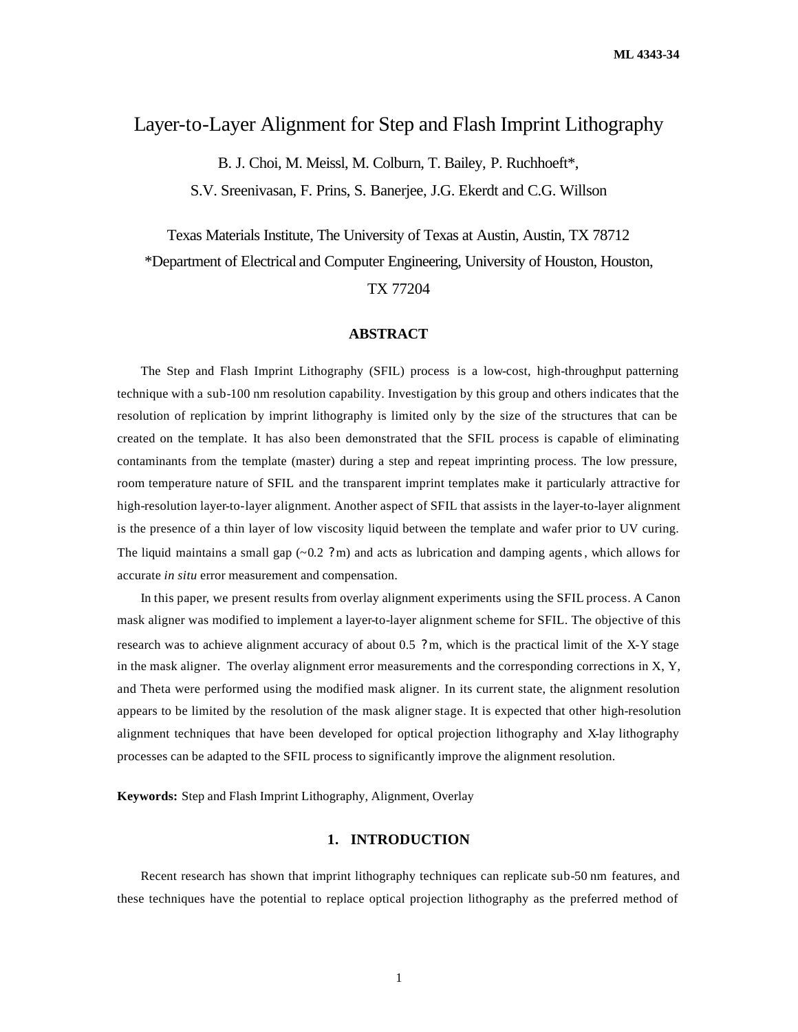ML 4343-34

# Layer-to-Layer Alignment for Step and Flash Imprint Lithography

B. J. Choi, M. Meissl, M. Colburn, T. Bailey, P. Ruchhoeft*,

S.V. Sreenivasan, F. Prins, S. Banerjee, J.G. Ekerdt and C.G. Willson

Texas Materials Institute, The University of Texas at Austin, Austin, TX 78712

*Department of Electrical and Computer Engineering, University of Houston, Houston, TX 77204

## ABSTRACT

The Step and Flash Imprint Lithography (SFIL) process is a low-cost, high-throughput patterning technique with a sub-100 nm resolution capability. Investigation by this group and others indicates that the resolution of replication by imprint lithography is limited only by the size of the structures that can be created on the template. It has also been demonstrated that the SFIL process is capable of eliminating contaminants from the template (master) during a step and repeat imprinting process. The low pressure, room temperature nature of SFIL and the transparent imprint templates make it particularly attractive for high-resolution layer-to-layer alignment. Another aspect of SFIL that assists in the layer-to-layer alignment is the presence of a thin layer of low viscosity liquid between the template and wafer prior to UV curing. The liquid maintains a small gap (~0.2 ?m) and acts as lubrication and damping agents, which allows for accurate *in situ* error measurement and compensation.

In this paper, we present results from overlay alignment experiments using the SFIL process. A Canon mask aligner was modified to implement a layer-to-layer alignment scheme for SFIL. The objective of this research was to achieve alignment accuracy of about 0.5 ?m, which is the practical limit of the X-Y stage in the mask aligner. The overlay alignment error measurements and the corresponding corrections in X, Y, and Theta were performed using the modified mask aligner. In its current state, the alignment resolution appears to be limited by the resolution of the mask aligner stage. It is expected that other high-resolution alignment techniques that have been developed for optical projection lithography and X-lay lithography processes can be adapted to the SFIL process to significantly improve the alignment resolution.

**Keywords:** Step and Flash Imprint Lithography, Alignment, Overlay

## 1. INTRODUCTION

Recent research has shown that imprint lithography techniques can replicate sub-50 nm features, and these techniques have the potential to replace optical projection lithography as the preferred method of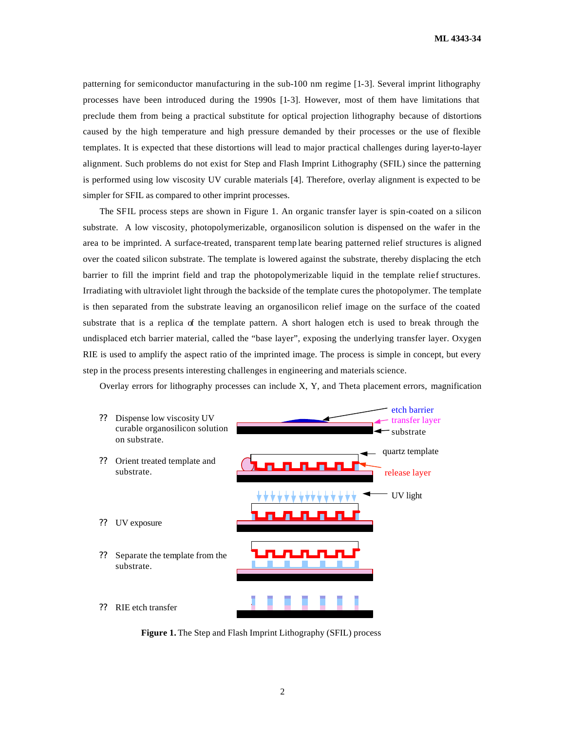patterning for semiconductor manufacturing in the sub-100 nm regime [1-3]. Several imprint lithography processes have been introduced during the 1990s [1-3]. However, most of them have limitations that preclude them from being a practical substitute for optical projection lithography because of distortions caused by the high temperature and high pressure demanded by their processes or the use of flexible templates. It is expected that these distortions will lead to major practical challenges during layer-to-layer alignment. Such problems do not exist for Step and Flash Imprint Lithography (SFIL) since the patterning is performed using low viscosity UV curable materials [4]. Therefore, overlay alignment is expected to be simpler for SFIL as compared to other imprint processes.

The SFIL process steps are shown in Figure 1. An organic transfer layer is spin-coated on a silicon substrate. A low viscosity, photopolymerizable, organosilicon solution is dispensed on the wafer in the area to be imprinted. A surface-treated, transparent template bearing patterned relief structures is aligned over the coated silicon substrate. The template is lowered against the substrate, thereby displacing the etch barrier to fill the imprint field and trap the photopolymerizable liquid in the template relief structures. Irradiating with ultraviolet light through the backside of the template cures the photopolymer. The template is then separated from the substrate leaving an organosilicon relief image on the surface of the coated substrate that is a replica of the template pattern. A short halogen etch is used to break through the undisplaced etch barrier material, called the "base layer", exposing the underlying transfer layer. Oxygen RIE is used to amplify the aspect ratio of the imprinted image. The process is simple in concept, but every step in the process presents interesting challenges in engineering and materials science.

Overlay errors for lithography processes can include X, Y, and Theta placement errors, magnification

?? Dispense low viscosity UV curable organosilicon solution on substrate.

?? Orient treated template and substrate.

?? UV exposure

?? Separate the template from the substrate.

?? RIE etch transfer

etch barrier
transfer layer
substrate
quartz template
release layer
UV light

**Figure 1.** The Step and Flash Imprint Lithography (SFIL) process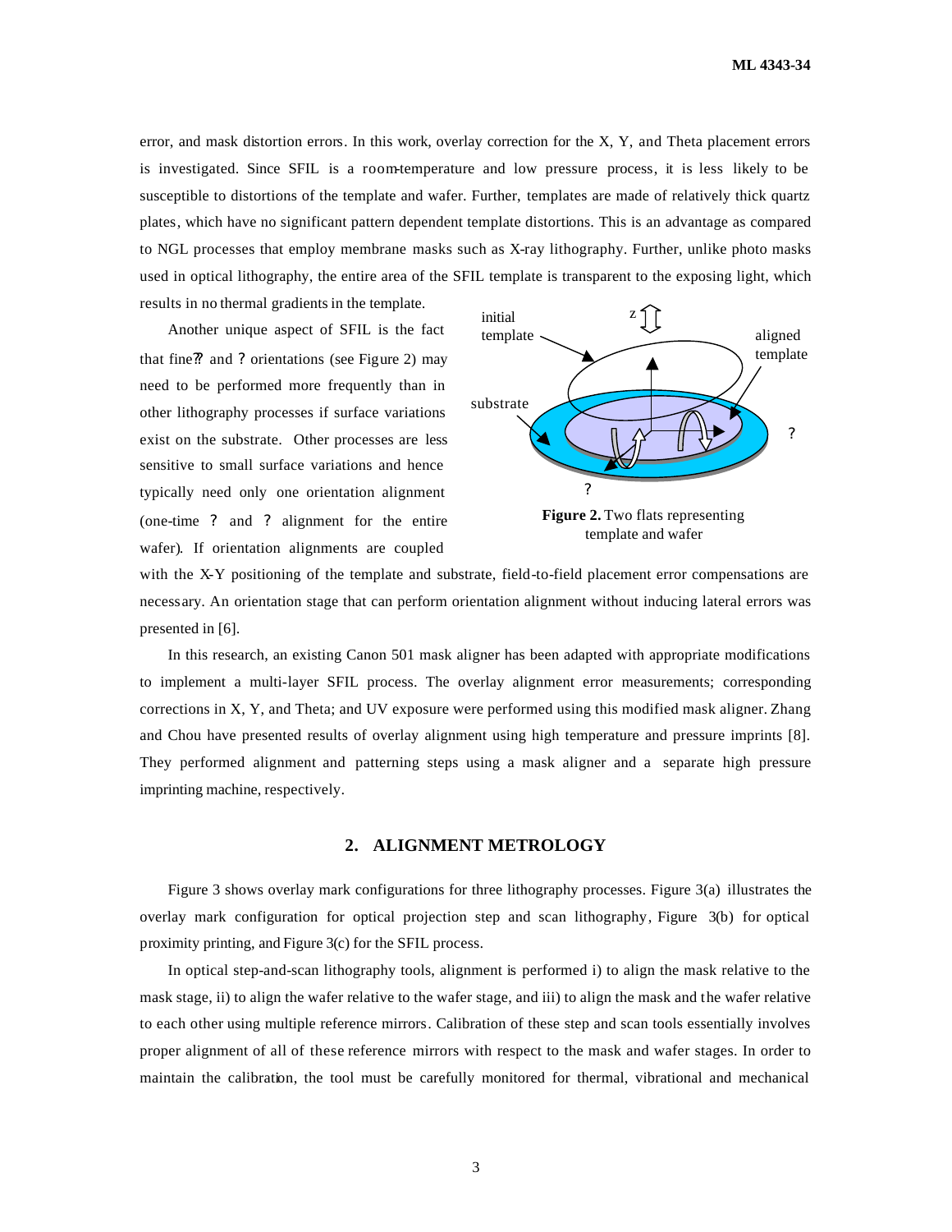error, and mask distortion errors. In this work, overlay correction for the X, Y, and Theta placement errors is investigated. Since SFIL is a room-temperature and low pressure process, it is less likely to be susceptible to distortions of the template and wafer. Further, templates are made of relatively thick quartz plates, which have no significant pattern dependent template distortions. This is an advantage as compared to NGL processes that employ membrane masks such as X-ray lithography. Further, unlike photo masks used in optical lithography, the entire area of the SFIL template is transparent to the exposing light, which results in no thermal gradients in the template.

Another unique aspect of SFIL is the fact that fine?? and ? orientations (see Figure 2) may need to be performed more frequently than in other lithography processes if surface variations exist on the substrate. Other processes are less sensitive to small surface variations and hence typically need only one orientation alignment (one-time ? and ? alignment for the entire wafer). If orientation alignments are coupled with the X-Y positioning of the template and substrate, field-to-field placement error compensations are necessary. An orientation stage that can perform orientation alignment without inducing lateral errors was presented in [6].

initial template

z

aligned template

substrate

?

?

**Figure 2.** Two flats representing template and wafer

In this research, an existing Canon 501 mask aligner has been adapted with appropriate modifications to implement a multi-layer SFIL process. The overlay alignment error measurements; corresponding corrections in X, Y, and Theta; and UV exposure were performed using this modified mask aligner. Zhang and Chou have presented results of overlay alignment using high temperature and pressure imprints [8]. They performed alignment and patterning steps using a mask aligner and a separate high pressure imprinting machine, respectively.

## 2. ALIGNMENT METROLOGY

Figure 3 shows overlay mark configurations for three lithography processes. Figure 3(a) illustrates the overlay mark configuration for optical projection step and scan lithography, Figure 3(b) for optical proximity printing, and Figure 3(c) for the SFIL process.

In optical step-and-scan lithography tools, alignment is performed i) to align the mask relative to the mask stage, ii) to align the wafer relative to the wafer stage, and iii) to align the mask and the wafer relative to each other using multiple reference mirrors. Calibration of these step and scan tools essentially involves proper alignment of all of these reference mirrors with respect to the mask and wafer stages. In order to maintain the calibration, the tool must be carefully monitored for thermal, vibrational and mechanical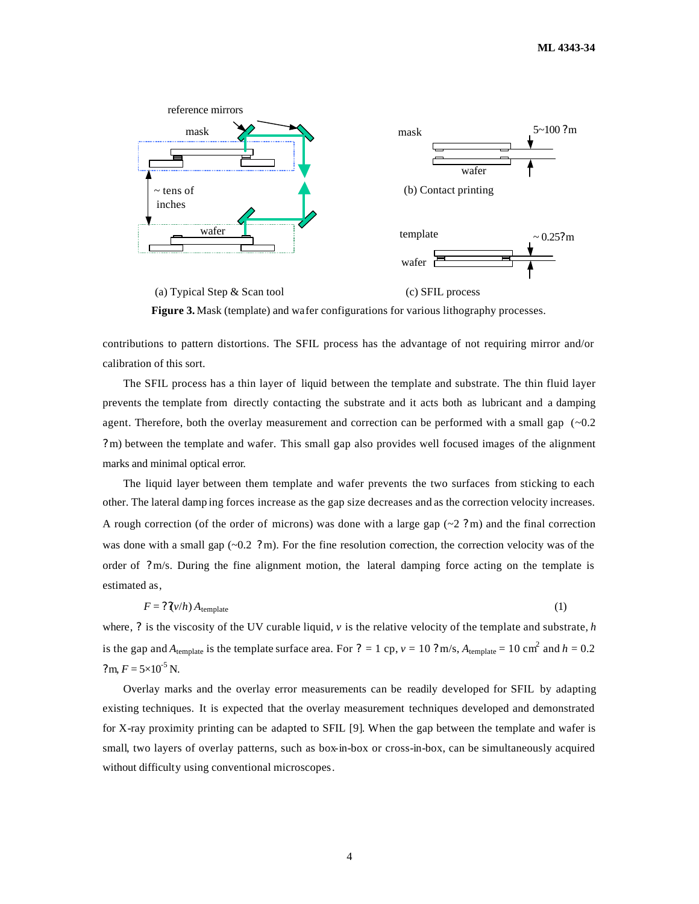reference mirrors

mask

~ tens of inches

wafer

(a) Typical Step & Scan tool

mask

5~100 ?m

wafer

(b) Contact printing

template

~ 0.25?m

wafer

(c) SFIL process

**Figure 3.** Mask (template) and wafer configurations for various lithography processes.

contributions to pattern distortions. The SFIL process has the advantage of not requiring mirror and/or calibration of this sort.

The SFIL process has a thin layer of liquid between the template and substrate. The thin fluid layer prevents the template from directly contacting the substrate and it acts both as lubricant and a damping agent. Therefore, both the overlay measurement and correction can be performed with a small gap (~0.2 ?m) between the template and wafer. This small gap also provides well focused images of the alignment marks and minimal optical error.

The liquid layer between them template and wafer prevents the two surfaces from sticking to each other. The lateral damping forces increase as the gap size decreases and as the correction velocity increases. A rough correction (of the order of microns) was done with a large gap (~2 ?m) and the final correction was done with a small gap (~0.2 ?m). For the fine resolution correction, the correction velocity was of the order of ?m/s. During the fine alignment motion, the lateral damping force acting on the template is estimated as,

$$F = ??(v/h)\, A_{template} \qquad (1)$$

where, ? is the viscosity of the UV curable liquid, $v$ is the relative velocity of the template and substrate, $h$ is the gap and $A_{template}$ is the template surface area. For ? = 1 cp, $v$ = 10 ?m/s, $A_{template}$ = 10 cm$^2$ and $h$ = 0.2 ?m, $F = 5\times10^{-5}$ N.

Overlay marks and the overlay error measurements can be readily developed for SFIL by adapting existing techniques. It is expected that the overlay measurement techniques developed and demonstrated for X-ray proximity printing can be adapted to SFIL [9]. When the gap between the template and wafer is small, two layers of overlay patterns, such as box-in-box or cross-in-box, can be simultaneously acquired without difficulty using conventional microscopes.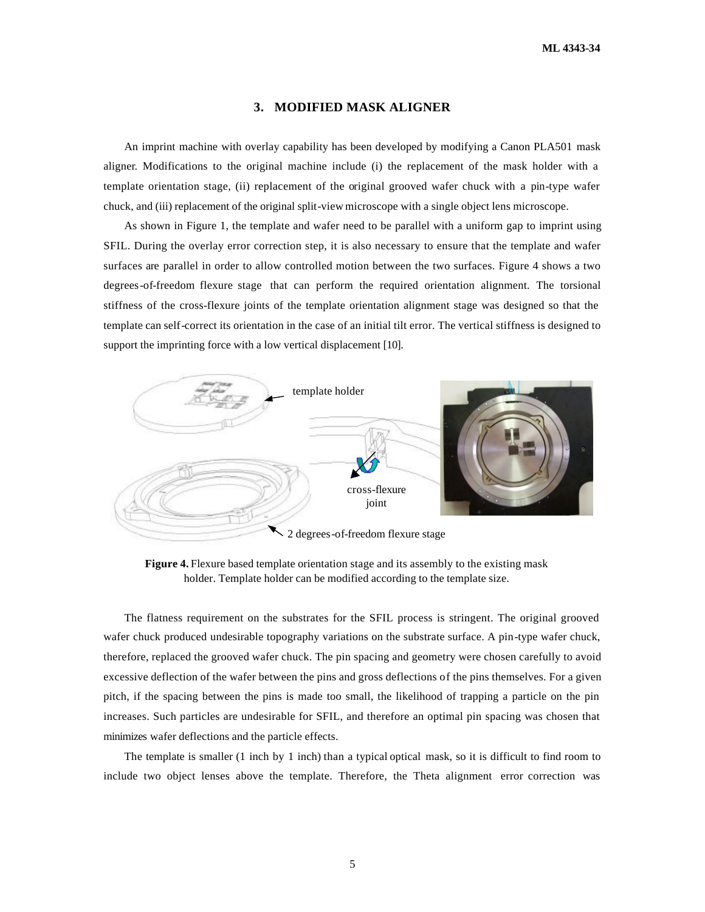## 3. MODIFIED MASK ALIGNER

An imprint machine with overlay capability has been developed by modifying a Canon PLA501 mask aligner. Modifications to the original machine include (i) the replacement of the mask holder with a template orientation stage, (ii) replacement of the original grooved wafer chuck with a pin-type wafer chuck, and (iii) replacement of the original split-view microscope with a single object lens microscope.

As shown in Figure 1, the template and wafer need to be parallel with a uniform gap to imprint using SFIL. During the overlay error correction step, it is also necessary to ensure that the template and wafer surfaces are parallel in order to allow controlled motion between the two surfaces. Figure 4 shows a two degrees-of-freedom flexure stage that can perform the required orientation alignment. The torsional stiffness of the cross-flexure joints of the template orientation alignment stage was designed so that the template can self-correct its orientation in the case of an initial tilt error. The vertical stiffness is designed to support the imprinting force with a low vertical displacement [10].

template holder

cross-flexure joint

2 degrees-of-freedom flexure stage

**Figure 4.** Flexure based template orientation stage and its assembly to the existing mask holder. Template holder can be modified according to the template size.

The flatness requirement on the substrates for the SFIL process is stringent. The original grooved wafer chuck produced undesirable topography variations on the substrate surface. A pin-type wafer chuck, therefore, replaced the grooved wafer chuck. The pin spacing and geometry were chosen carefully to avoid excessive deflection of the wafer between the pins and gross deflections of the pins themselves. For a given pitch, if the spacing between the pins is made too small, the likelihood of trapping a particle on the pin increases. Such particles are undesirable for SFIL, and therefore an optimal pin spacing was chosen that minimizes wafer deflections and the particle effects.

The template is smaller (1 inch by 1 inch) than a typical optical mask, so it is difficult to find room to include two object lenses above the template. Therefore, the Theta alignment error correction was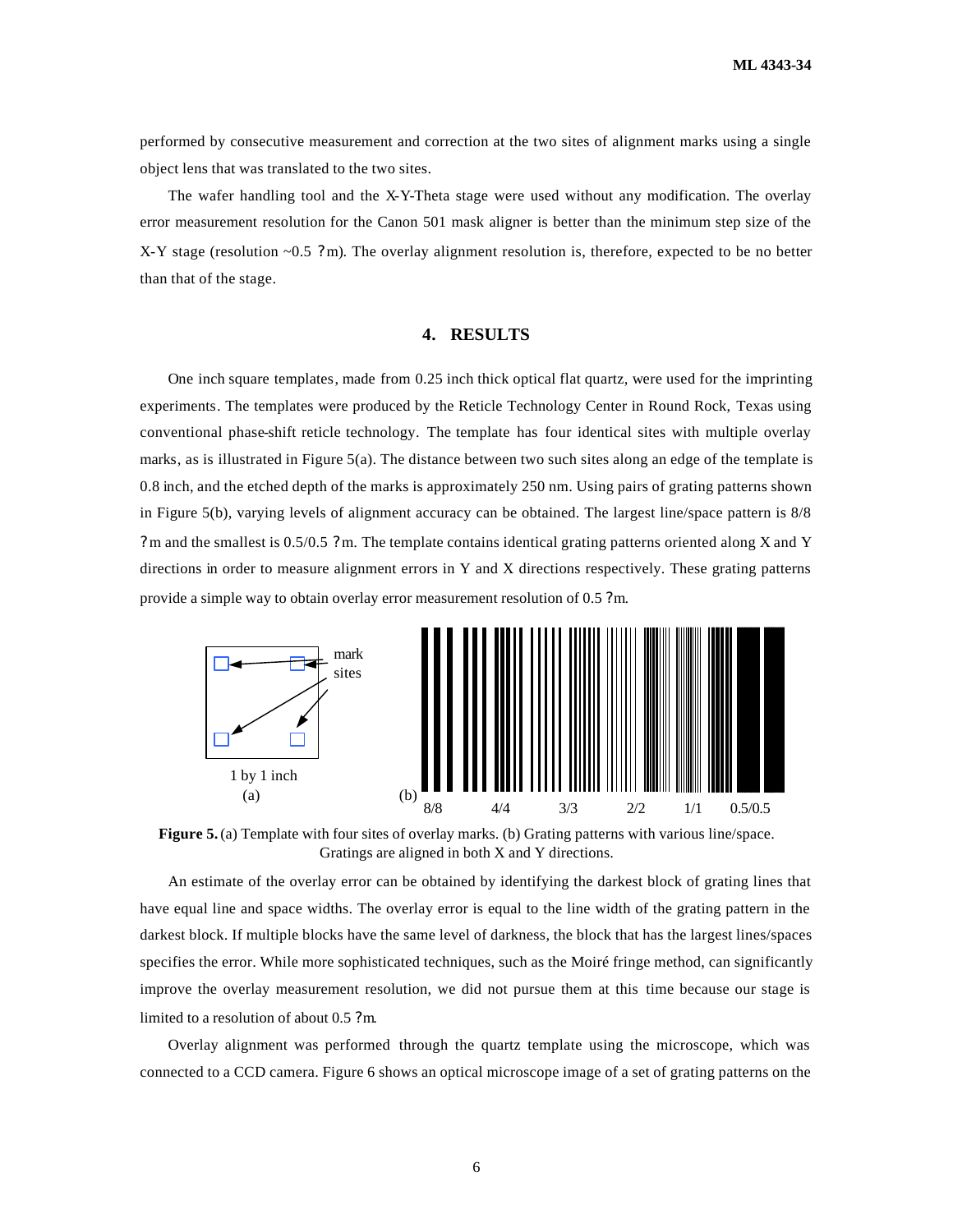performed by consecutive measurement and correction at the two sites of alignment marks using a single object lens that was translated to the two sites.

The wafer handling tool and the X-Y-Theta stage were used without any modification. The overlay error measurement resolution for the Canon 501 mask aligner is better than the minimum step size of the X-Y stage (resolution ~0.5 ?m). The overlay alignment resolution is, therefore, expected to be no better than that of the stage.

## 4. RESULTS

One inch square templates, made from 0.25 inch thick optical flat quartz, were used for the imprinting experiments. The templates were produced by the Reticle Technology Center in Round Rock, Texas using conventional phase-shift reticle technology. The template has four identical sites with multiple overlay marks, as is illustrated in Figure 5(a). The distance between two such sites along an edge of the template is 0.8 inch, and the etched depth of the marks is approximately 250 nm. Using pairs of grating patterns shown in Figure 5(b), varying levels of alignment accuracy can be obtained. The largest line/space pattern is 8/8 ?m and the smallest is 0.5/0.5 ?m. The template contains identical grating patterns oriented along X and Y directions in order to measure alignment errors in Y and X directions respectively. These grating patterns provide a simple way to obtain overlay error measurement resolution of 0.5 ?m.

mark sites

1 by 1 inch

(a)

(b)

8/8 4/4 3/3 2/2 1/1 0.5/0.5

**Figure 5.** (a) Template with four sites of overlay marks. (b) Grating patterns with various line/space. Gratings are aligned in both X and Y directions.

An estimate of the overlay error can be obtained by identifying the darkest block of grating lines that have equal line and space widths. The overlay error is equal to the line width of the grating pattern in the darkest block. If multiple blocks have the same level of darkness, the block that has the largest lines/spaces specifies the error. While more sophisticated techniques, such as the Moiré fringe method, can significantly improve the overlay measurement resolution, we did not pursue them at this time because our stage is limited to a resolution of about 0.5 ?m.

Overlay alignment was performed through the quartz template using the microscope, which was connected to a CCD camera. Figure 6 shows an optical microscope image of a set of grating patterns on the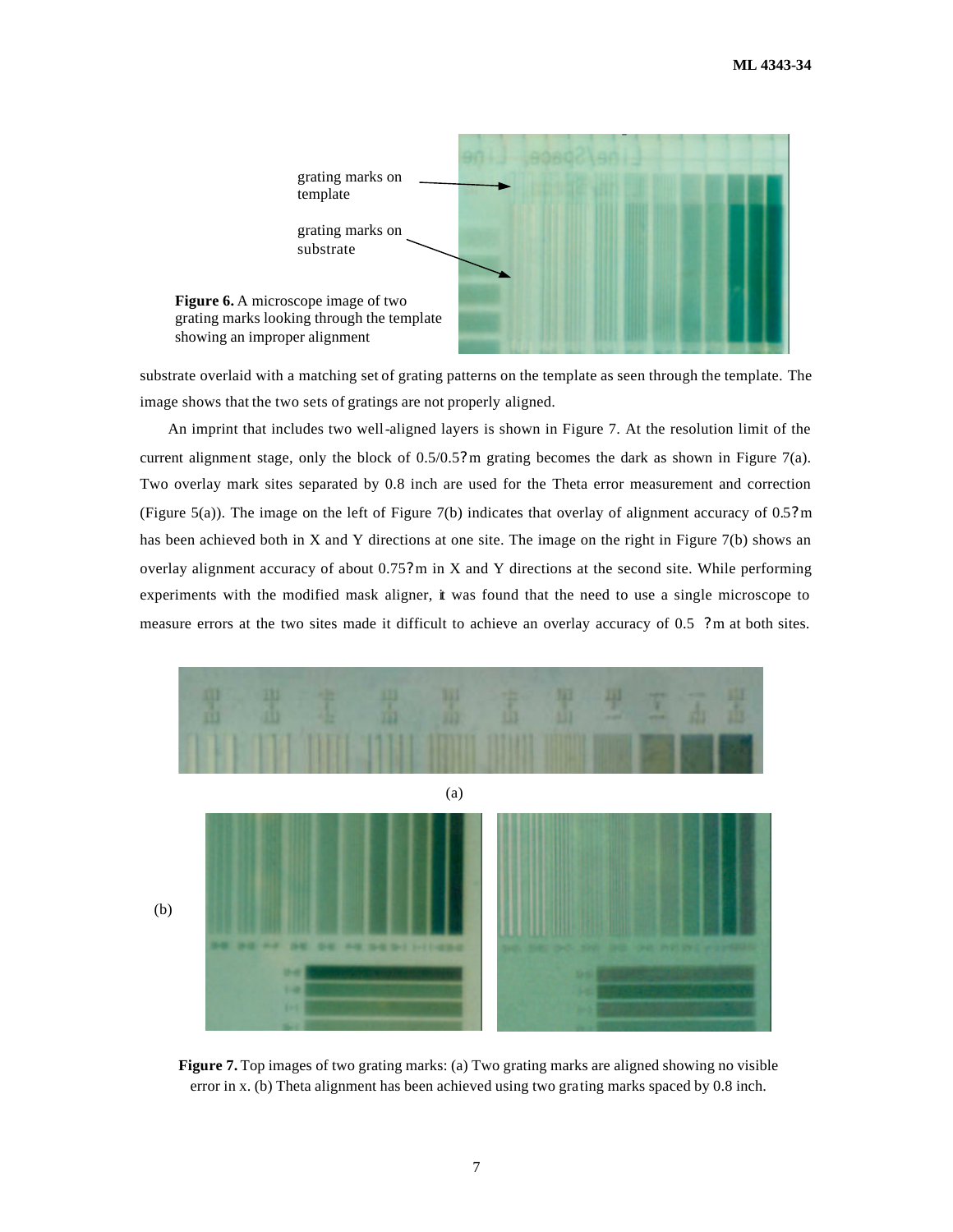grating marks on template

grating marks on substrate

**Figure 6.** A microscope image of two grating marks looking through the template showing an improper alignment

substrate overlaid with a matching set of grating patterns on the template as seen through the template. The image shows that the two sets of gratings are not properly aligned.

An imprint that includes two well-aligned layers is shown in Figure 7. At the resolution limit of the current alignment stage, only the block of 0.5/0.5?m grating becomes the dark as shown in Figure 7(a). Two overlay mark sites separated by 0.8 inch are used for the Theta error measurement and correction (Figure 5(a)). The image on the left of Figure 7(b) indicates that overlay of alignment accuracy of 0.5?m has been achieved both in X and Y directions at one site. The image on the right in Figure 7(b) shows an overlay alignment accuracy of about 0.75?m in X and Y directions at the second site. While performing experiments with the modified mask aligner, it was found that the need to use a single microscope to measure errors at the two sites made it difficult to achieve an overlay accuracy of 0.5 ?m at both sites.

(a)

(b)

**Figure 7.** Top images of two grating marks: (a) Two grating marks are aligned showing no visible error in x. (b) Theta alignment has been achieved using two grating marks spaced by 0.8 inch.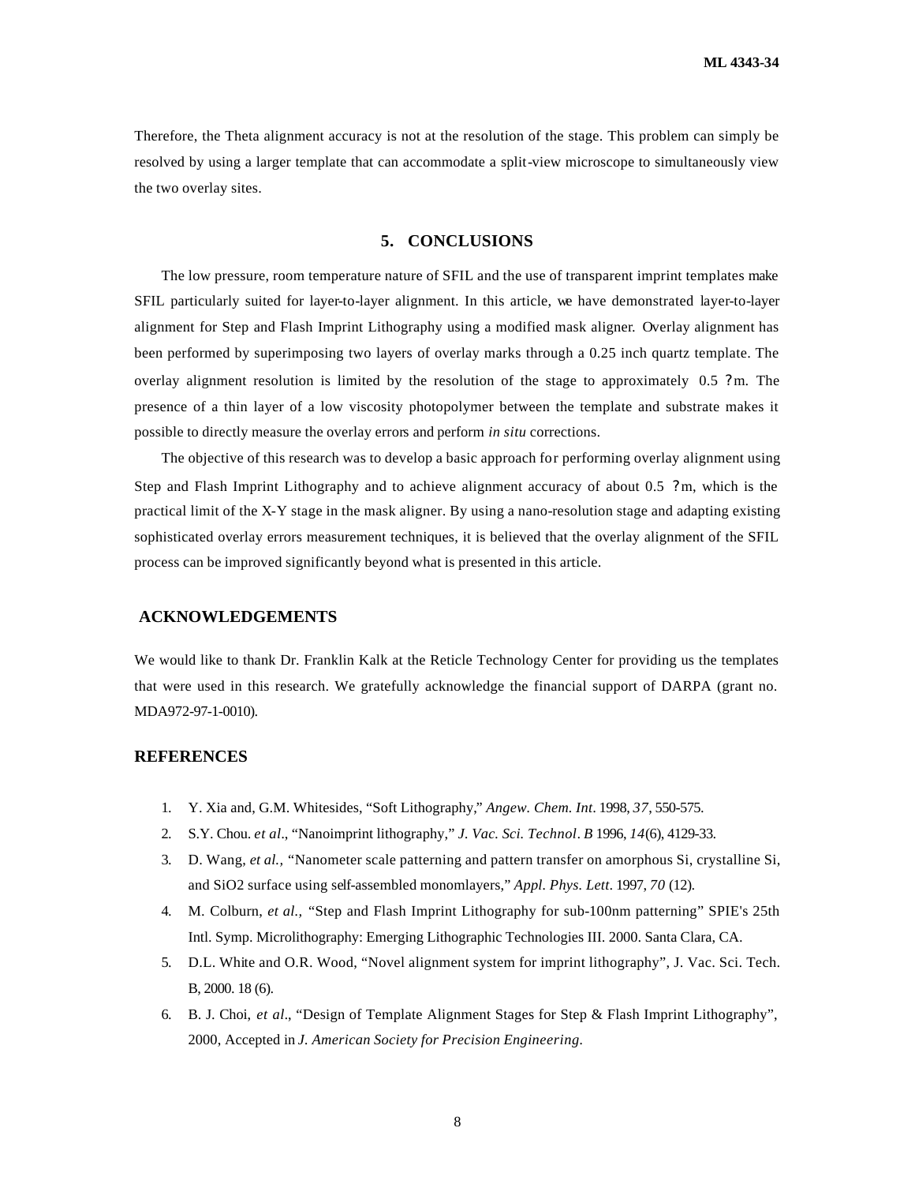Therefore, the Theta alignment accuracy is not at the resolution of the stage. This problem can simply be resolved by using a larger template that can accommodate a split-view microscope to simultaneously view the two overlay sites.

## 5. CONCLUSIONS

The low pressure, room temperature nature of SFIL and the use of transparent imprint templates make SFIL particularly suited for layer-to-layer alignment. In this article, we have demonstrated layer-to-layer alignment for Step and Flash Imprint Lithography using a modified mask aligner. Overlay alignment has been performed by superimposing two layers of overlay marks through a 0.25 inch quartz template. The overlay alignment resolution is limited by the resolution of the stage to approximately 0.5 ?m. The presence of a thin layer of a low viscosity photopolymer between the template and substrate makes it possible to directly measure the overlay errors and perform *in situ* corrections.

The objective of this research was to develop a basic approach for performing overlay alignment using Step and Flash Imprint Lithography and to achieve alignment accuracy of about 0.5 ?m, which is the practical limit of the X-Y stage in the mask aligner. By using a nano-resolution stage and adapting existing sophisticated overlay errors measurement techniques, it is believed that the overlay alignment of the SFIL process can be improved significantly beyond what is presented in this article.

## ACKNOWLEDGEMENTS

We would like to thank Dr. Franklin Kalk at the Reticle Technology Center for providing us the templates that were used in this research. We gratefully acknowledge the financial support of DARPA (grant no. MDA972-97-1-0010).

## REFERENCES

1. Y. Xia and, G.M. Whitesides, "Soft Lithography," *Angew. Chem. Int*. 1998, *37*, 550-575.
2. S.Y. Chou. *et al*., "Nanoimprint lithography," *J. Vac. Sci. Technol. B* 1996, *14*(6), 4129-33.
3. D. Wang, *et al.,* "Nanometer scale patterning and pattern transfer on amorphous Si, crystalline Si, and SiO2 surface using self-assembled monomlayers," *Appl. Phys. Lett*. 1997, *70* (12).
4. M. Colburn, *et al.,* "Step and Flash Imprint Lithography for sub-100nm patterning" SPIE's 25th Intl. Symp. Microlithography: Emerging Lithographic Technologies III. 2000. Santa Clara, CA.
5. D.L. White and O.R. Wood, "Novel alignment system for imprint lithography", J. Vac. Sci. Tech. B, 2000. 18 (6).
6. B. J. Choi, *et al*., "Design of Template Alignment Stages for Step & Flash Imprint Lithography", 2000, Accepted in *J. American Society for Precision Engineering*.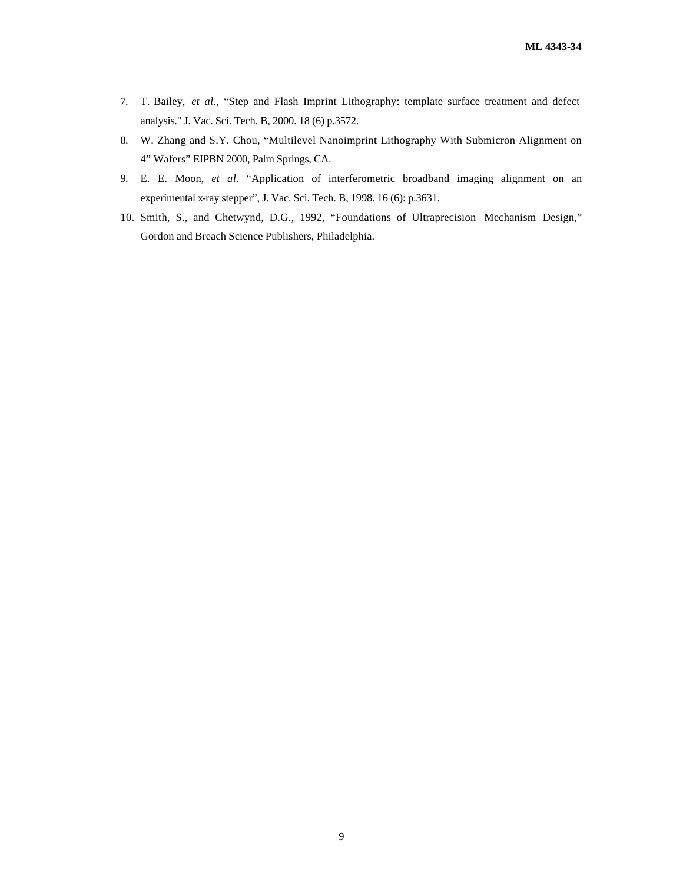7. T. Bailey, *et al.*, “Step and Flash Imprint Lithography: template surface treatment and defect analysis." J. Vac. Sci. Tech. B, 2000. 18 (6) p.3572.
8. W. Zhang and S.Y. Chou, “Multilevel Nanoimprint Lithography With Submicron Alignment on 4” Wafers” EIPBN 2000, Palm Springs, CA.
9. E. E. Moon, *et al*. “Application of interferometric broadband imaging alignment on an experimental x-ray stepper”, J. Vac. Sci. Tech. B, 1998. 16 (6): p.3631.
10. Smith, S., and Chetwynd, D.G., 1992, “Foundations of Ultraprecision Mechanism Design,” Gordon and Breach Science Publishers, Philadelphia.